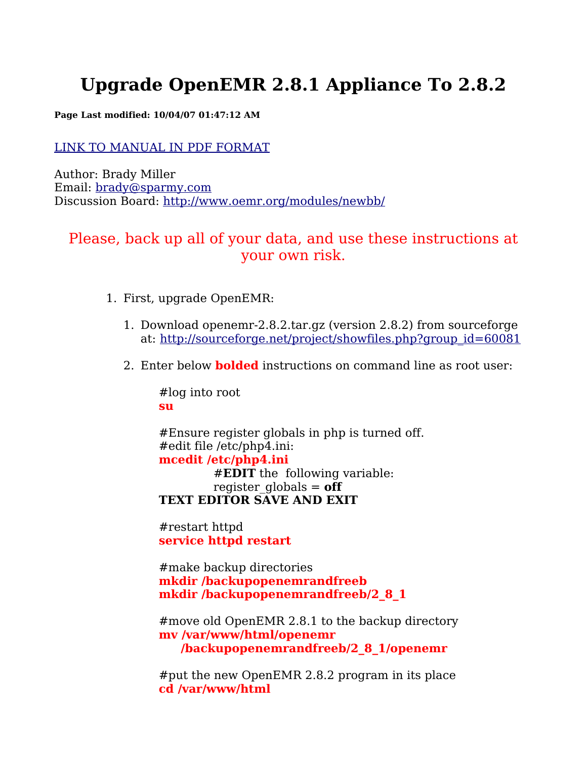# Upgrade OpenEMR 2.8.1 Appliance To 2.8.2

**Page Last modified: 10/04/07 01:47:12 AM**

[LINK TO MANUAL IN PDF FORMAT]()

Author: Brady Miller
Email: [brady@sparmy.com](mailto:brady@sparmy.com)
Discussion Board: [http://www.oemr.org/modules/newbb/](http://www.oemr.org/modules/newbb/)

Please, back up all of your data, and use these instructions at your own risk.

1. First, upgrade OpenEMR:

   1. Download openemr-2.8.2.tar.gz (version 2.8.2) from sourceforge at: [http://sourceforge.net/project/showfiles.php?group_id=60081](http://sourceforge.net/project/showfiles.php?group_id=60081)

   2. Enter below **bolded** instructions on command line as root user:

      #log into root
      **su**

      #Ensure register globals in php is turned off.
      #edit file /etc/php4.ini:
      **mcedit /etc/php4.ini**
      &nbsp;&nbsp;&nbsp;&nbsp;&nbsp;&nbsp;&nbsp;&nbsp;**#EDIT** the following variable:
      &nbsp;&nbsp;&nbsp;&nbsp;&nbsp;&nbsp;&nbsp;&nbsp;register_globals = **off**
      **TEXT EDITOR SAVE AND EXIT**

      #restart httpd
      **service httpd restart**

      #make backup directories
      **mkdir /backupopenemrandfreeb**
      **mkdir /backupopenemrandfreeb/2_8_1**

      #move old OpenEMR 2.8.1 to the backup directory
      **mv /var/www/html/openemr /backupopenemrandfreeb/2_8_1/openemr**

      #put the new OpenEMR 2.8.2 program in its place
      **cd /var/www/html**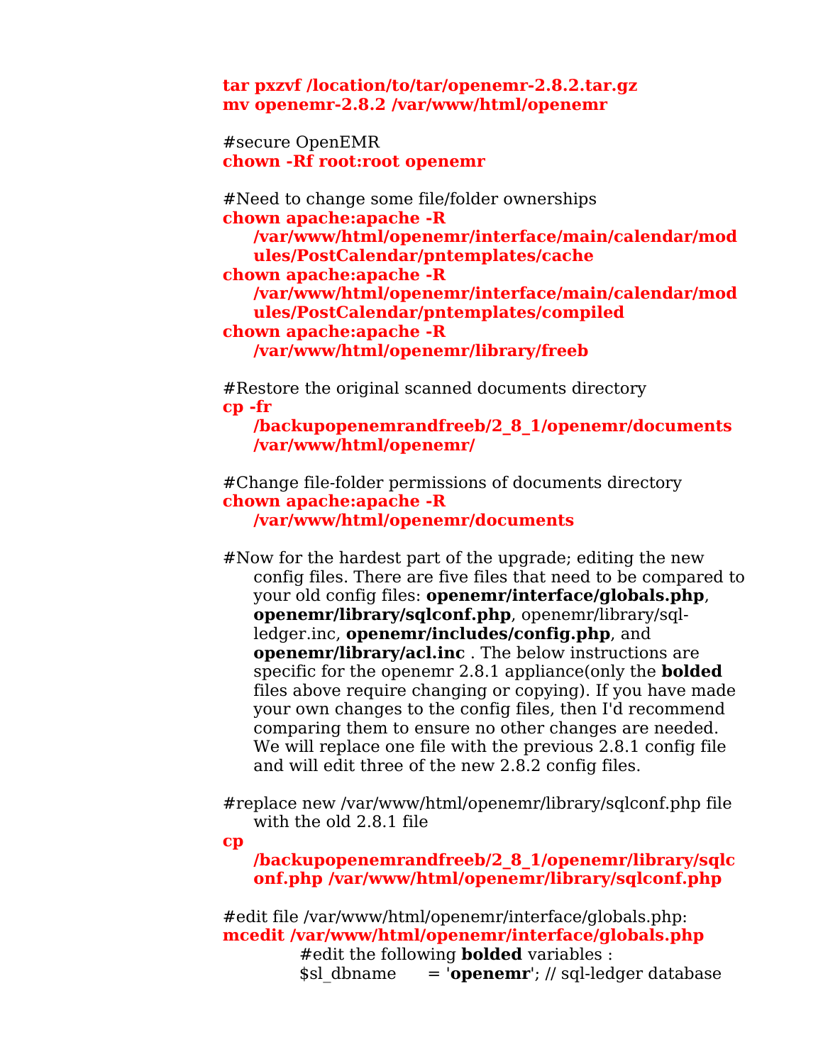**tar pxzvf /location/to/tar/openemr-2.8.2.tar.gz**
**mv openemr-2.8.2 /var/www/html/openemr**

#secure OpenEMR
**chown -Rf root:root openemr**

#Need to change some file/folder ownerships
**chown apache:apache -R /var/www/html/openemr/interface/main/calendar/modules/PostCalendar/pntemplates/cache**
**chown apache:apache -R /var/www/html/openemr/interface/main/calendar/modules/PostCalendar/pntemplates/compiled**
**chown apache:apache -R /var/www/html/openemr/library/freeb**

#Restore the original scanned documents directory
**cp -fr /backupopenemrandfreeb/2_8_1/openemr/documents /var/www/html/openemr/**

#Change file-folder permissions of documents directory
**chown apache:apache -R /var/www/html/openemr/documents**

#Now for the hardest part of the upgrade; editing the new config files. There are five files that need to be compared to your old config files: **openemr/interface/globals.php**, **openemr/library/sqlconf.php**, openemr/library/sql-ledger.inc, **openemr/includes/config.php**, and **openemr/library/acl.inc** . The below instructions are specific for the openemr 2.8.1 appliance(only the **bolded** files above require changing or copying). If you have made your own changes to the config files, then I'd recommend comparing them to ensure no other changes are needed. We will replace one file with the previous 2.8.1 config file and will edit three of the new 2.8.2 config files.

#replace new /var/www/html/openemr/library/sqlconf.php file with the old 2.8.1 file
**cp /backupopenemrandfreeb/2_8_1/openemr/library/sqlconf.php /var/www/html/openemr/library/sqlconf.php**

#edit file /var/www/html/openemr/interface/globals.php:
**mcedit /var/www/html/openemr/interface/globals.php**

#edit the following **bolded** variables :
$sl_dbname = '**openemr**'; // sql-ledger database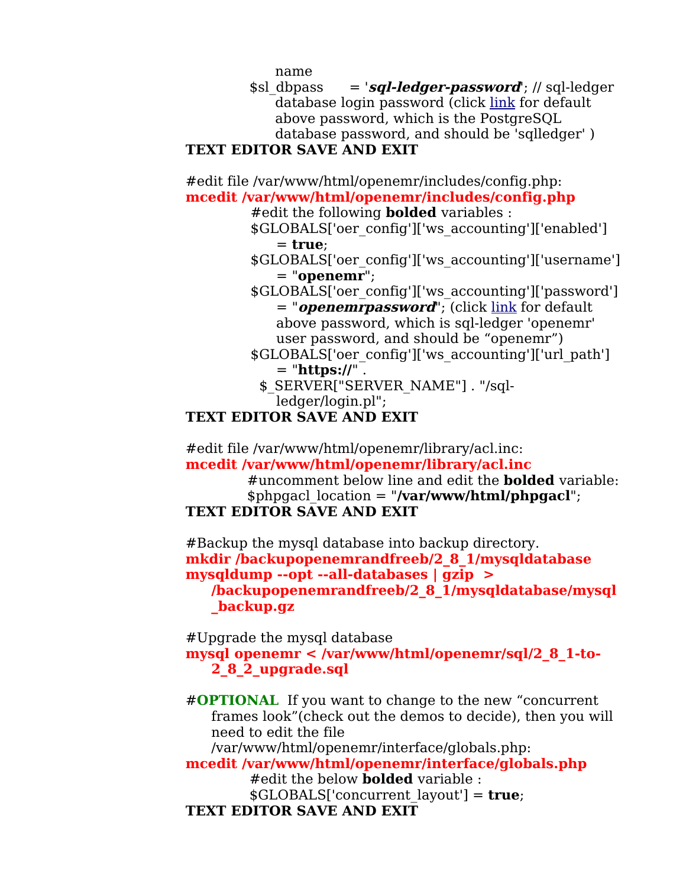name
$sl_dbpass = '***sql-ledger-password***'; // sql-ledger database login password (click link for default above password, which is the PostgreSQL database password, and should be 'sqlledger' )

**TEXT EDITOR SAVE AND EXIT**

#edit file /var/www/html/openemr/includes/config.php:

**mcedit /var/www/html/openemr/includes/config.php**

#edit the following **bolded** variables :

$GLOBALS['oer_config']['ws_accounting']['enabled'] = **true**;

$GLOBALS['oer_config']['ws_accounting']['username'] = "**openemr**";

$GLOBALS['oer_config']['ws_accounting']['password'] = "***openemrpassword***"; (click link for default above password, which is sql-ledger 'openemr' user password, and should be "openemr")

$GLOBALS['oer_config']['ws_accounting']['url_path'] = "**https://**" . $_SERVER["SERVER_NAME"] . "/sql-ledger/login.pl";

**TEXT EDITOR SAVE AND EXIT**

#edit file /var/www/html/openemr/library/acl.inc:

**mcedit /var/www/html/openemr/library/acl.inc**

#uncomment below line and edit the **bolded** variable:

$phpgacl_location = "**/var/www/html/phpgacl**";

**TEXT EDITOR SAVE AND EXIT**

#Backup the mysql database into backup directory.

**mkdir /backupopenemrandfreeb/2_8_1/mysqldatabase**

**mysqldump --opt --all-databases | gzip > /backupopenemrandfreeb/2_8_1/mysqldatabase/mysql_backup.gz**

#Upgrade the mysql database

**mysql openemr < /var/www/html/openemr/sql/2_8_1-to-2_8_2_upgrade.sql**

#**OPTIONAL** If you want to change to the new "concurrent frames look"(check out the demos to decide), then you will need to edit the file /var/www/html/openemr/interface/globals.php:

**mcedit /var/www/html/openemr/interface/globals.php**

#edit the below **bolded** variable :

$GLOBALS['concurrent_layout'] = **true**;

**TEXT EDITOR SAVE AND EXIT**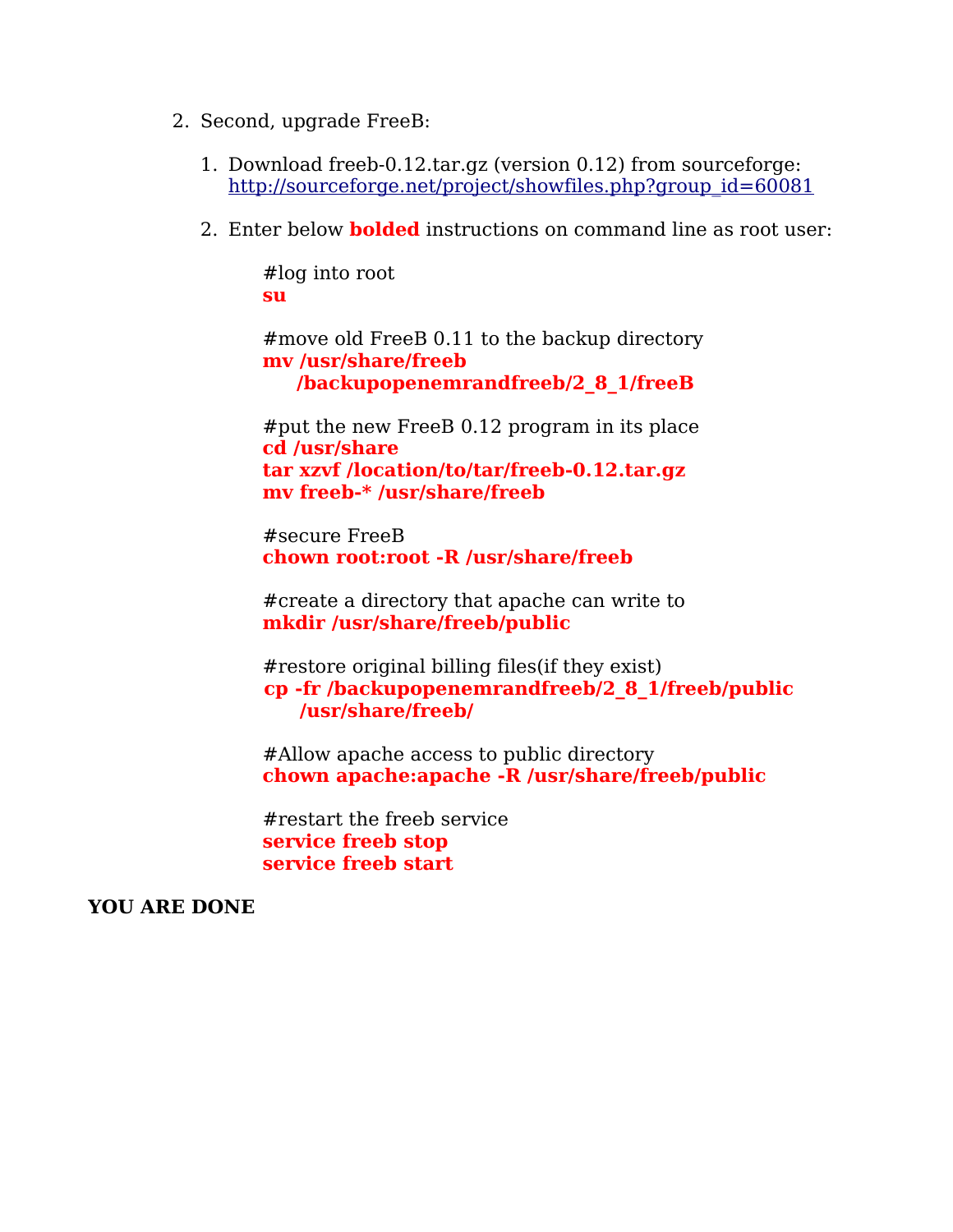2. Second, upgrade FreeB:

   1. Download freeb-0.12.tar.gz (version 0.12) from sourceforge: [http://sourceforge.net/project/showfiles.php?group_id=60081](http://sourceforge.net/project/showfiles.php?group_id=60081)

   2. Enter below **bolded** instructions on command line as root user:

      #log into root
      **su**

      #move old FreeB 0.11 to the backup directory
      **mv /usr/share/freeb /backupopenemrandfreeb/2_8_1/freeB**

      #put the new FreeB 0.12 program in its place
      **cd /usr/share**
      **tar xzvf /location/to/tar/freeb-0.12.tar.gz**
      **mv freeb-* /usr/share/freeb**

      #secure FreeB
      **chown root:root -R /usr/share/freeb**

      #create a directory that apache can write to
      **mkdir /usr/share/freeb/public**

      #restore original billing files(if they exist)
      **cp -fr /backupopenemrandfreeb/2_8_1/freeb/public /usr/share/freeb/**

      #Allow apache access to public directory
      **chown apache:apache -R /usr/share/freeb/public**

      #restart the freeb service
      **service freeb stop**
      **service freeb start**

**YOU ARE DONE**